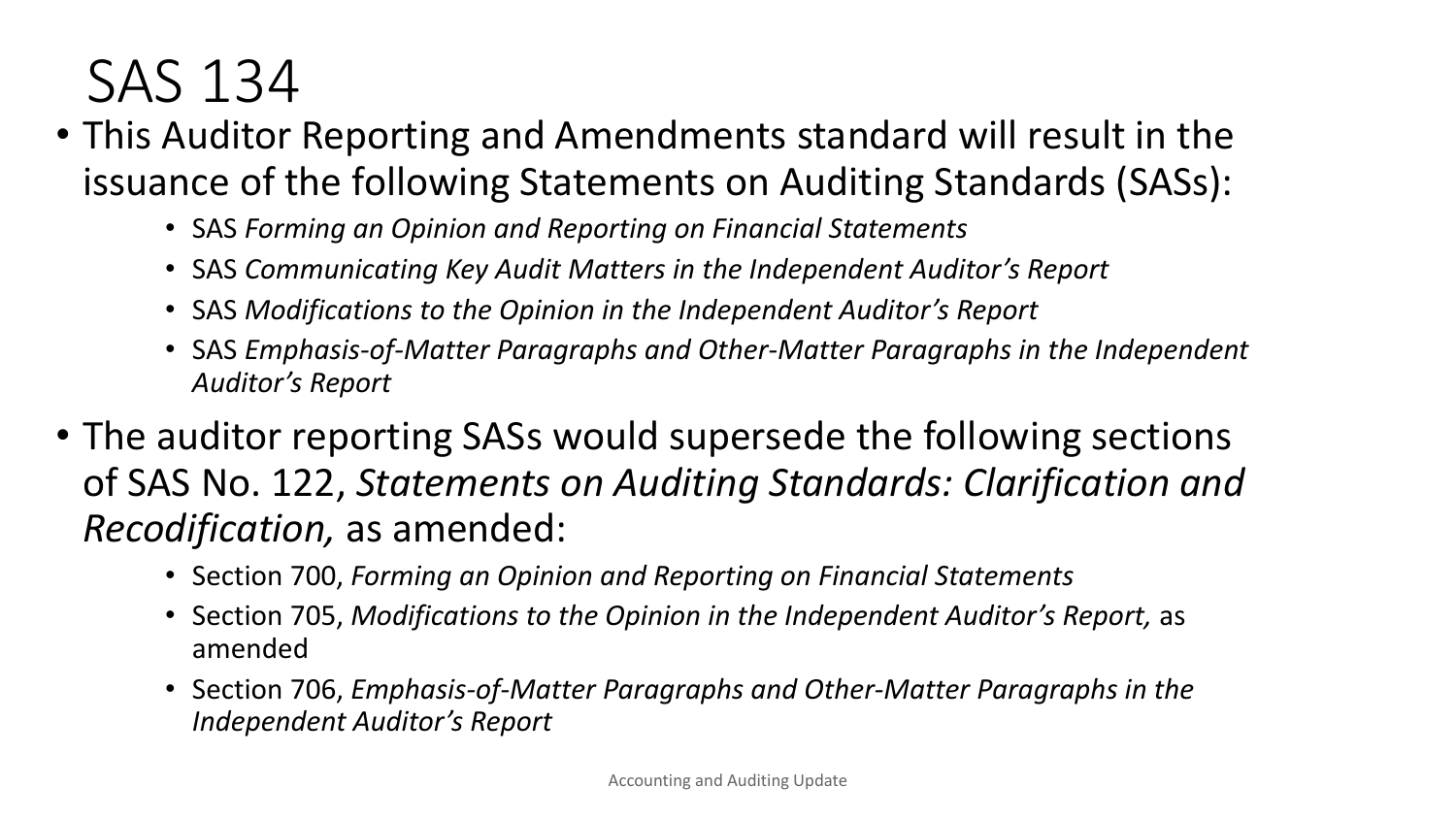# SAS 134

- This Auditor Reporting and Amendments standard will result in the issuance of the following Statements on Auditing Standards (SASs):
  - SAS *Forming an Opinion and Reporting on Financial Statements*
  - SAS *Communicating Key Audit Matters in the Independent Auditor's Report*
  - SAS *Modifications to the Opinion in the Independent Auditor's Report*
  - SAS *Emphasis-of-Matter Paragraphs and Other-Matter Paragraphs in the Independent Auditor's Report*
- The auditor reporting SASs would supersede the following sections of SAS No. 122, *Statements on Auditing Standards: Clarification and Recodification,* as amended:
  - Section 700, *Forming an Opinion and Reporting on Financial Statements*
  - Section 705, *Modifications to the Opinion in the Independent Auditor's Report,* as amended
  - Section 706, *Emphasis-of-Matter Paragraphs and Other-Matter Paragraphs in the Independent Auditor's Report*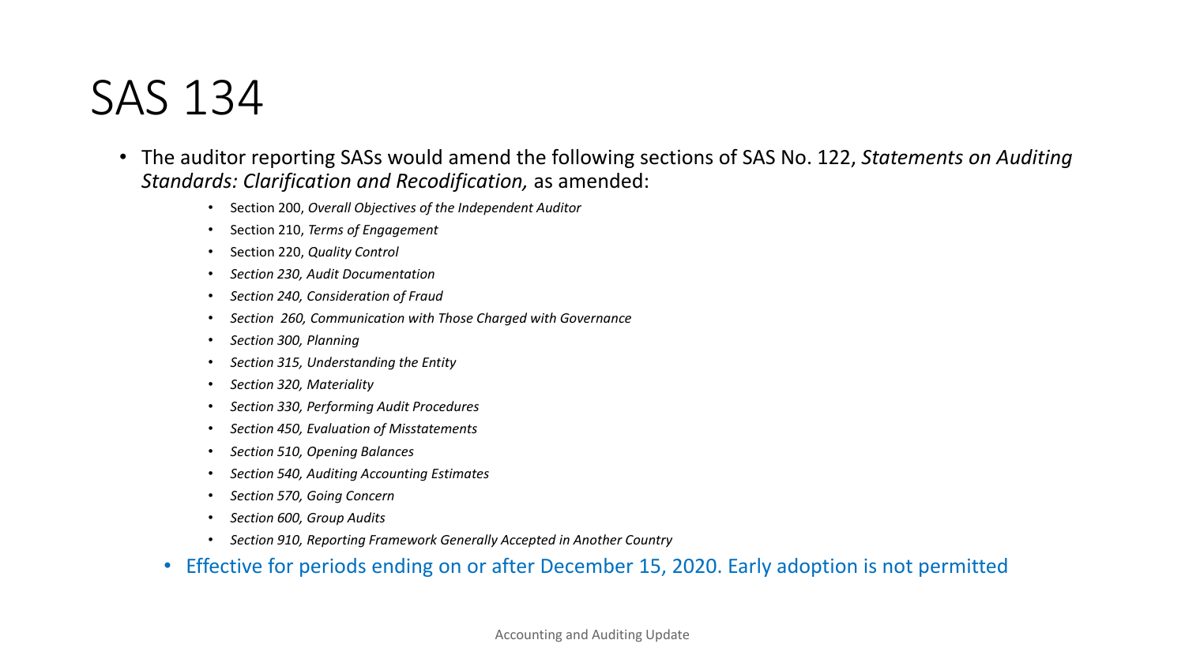# SAS 134

- The auditor reporting SASs would amend the following sections of SAS No. 122, *Statements on Auditing Standards: Clarification and Recodification,* as amended:
  - Section 200, *Overall Objectives of the Independent Auditor*
  - Section 210, *Terms of Engagement*
  - Section 220, *Quality Control*
  - *Section 230, Audit Documentation*
  - *Section 240, Consideration of Fraud*
  - *Section 260, Communication with Those Charged with Governance*
  - *Section 300, Planning*
  - *Section 315, Understanding the Entity*
  - *Section 320, Materiality*
  - *Section 330, Performing Audit Procedures*
  - *Section 450, Evaluation of Misstatements*
  - *Section 510, Opening Balances*
  - *Section 540, Auditing Accounting Estimates*
  - *Section 570, Going Concern*
  - *Section 600, Group Audits*
  - *Section 910, Reporting Framework Generally Accepted in Another Country*
- Effective for periods ending on or after December 15, 2020. Early adoption is not permitted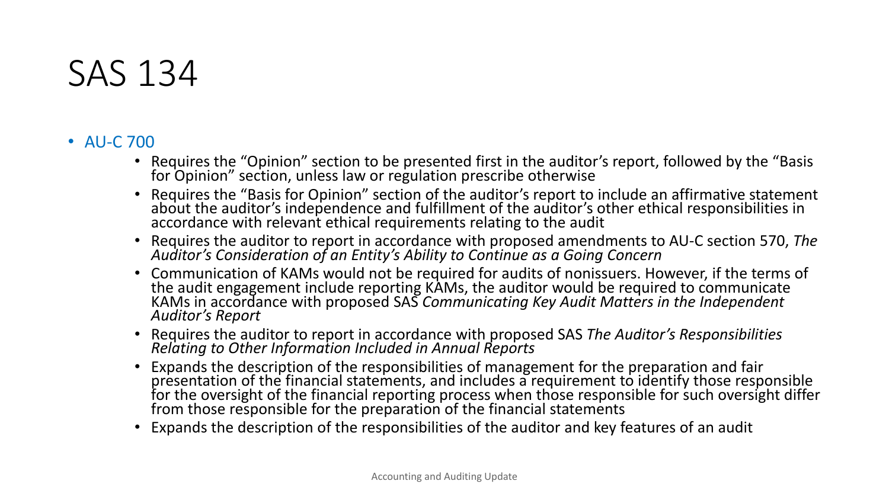# SAS 134

- AU-C 700
  - Requires the "Opinion" section to be presented first in the auditor's report, followed by the "Basis for Opinion" section, unless law or regulation prescribe otherwise
  - Requires the "Basis for Opinion" section of the auditor's report to include an affirmative statement about the auditor's independence and fulfillment of the auditor's other ethical responsibilities in accordance with relevant ethical requirements relating to the audit
  - Requires the auditor to report in accordance with proposed amendments to AU-C section 570, *The Auditor's Consideration of an Entity's Ability to Continue as a Going Concern*
  - Communication of KAMs would not be required for audits of nonissuers. However, if the terms of the audit engagement include reporting KAMs, the auditor would be required to communicate KAMs in accordance with proposed SAS *Communicating Key Audit Matters in the Independent Auditor's Report*
  - Requires the auditor to report in accordance with proposed SAS *The Auditor's Responsibilities Relating to Other Information Included in Annual Reports*
  - Expands the description of the responsibilities of management for the preparation and fair presentation of the financial statements, and includes a requirement to identify those responsible for the oversight of the financial reporting process when those responsible for such oversight differ from those responsible for the preparation of the financial statements
  - Expands the description of the responsibilities of the auditor and key features of an audit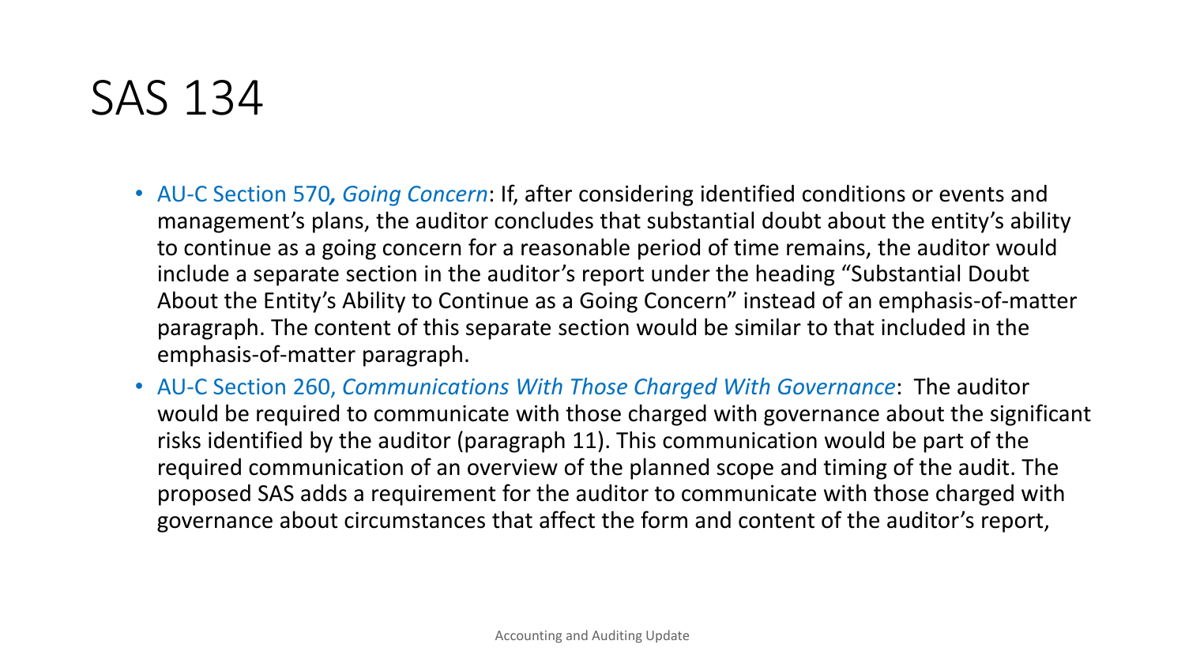# SAS 134

- AU-C Section 570*, Going Concern*: If, after considering identified conditions or events and management's plans, the auditor concludes that substantial doubt about the entity's ability to continue as a going concern for a reasonable period of time remains, the auditor would include a separate section in the auditor's report under the heading "Substantial Doubt About the Entity's Ability to Continue as a Going Concern" instead of an emphasis-of-matter paragraph. The content of this separate section would be similar to that included in the emphasis-of-matter paragraph.
- AU-C Section 260, *Communications With Those Charged With Governance*: The auditor would be required to communicate with those charged with governance about the significant risks identified by the auditor (paragraph 11). This communication would be part of the required communication of an overview of the planned scope and timing of the audit. The proposed SAS adds a requirement for the auditor to communicate with those charged with governance about circumstances that affect the form and content of the auditor's report,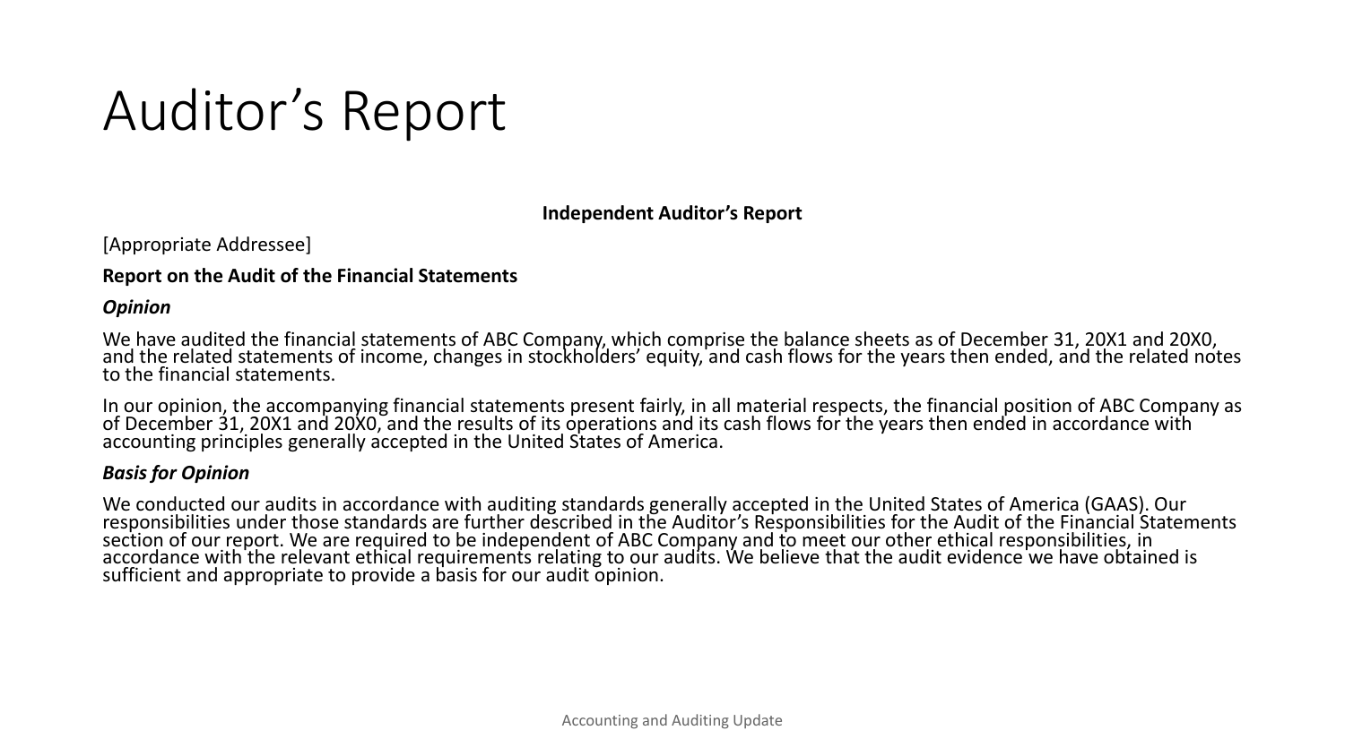# Auditor’s Report

**Independent Auditor’s Report**

[Appropriate Addressee]

**Report on the Audit of the Financial Statements**

***Opinion***

We have audited the financial statements of ABC Company, which comprise the balance sheets as of December 31, 20X1 and 20X0, and the related statements of income, changes in stockholders’ equity, and cash flows for the years then ended, and the related notes to the financial statements.

In our opinion, the accompanying financial statements present fairly, in all material respects, the financial position of ABC Company as of December 31, 20X1 and 20X0, and the results of its operations and its cash flows for the years then ended in accordance with accounting principles generally accepted in the United States of America.

***Basis for Opinion***

We conducted our audits in accordance with auditing standards generally accepted in the United States of America (GAAS). Our responsibilities under those standards are further described in the Auditor’s Responsibilities for the Audit of the Financial Statements section of our report. We are required to be independent of ABC Company and to meet our other ethical responsibilities, in accordance with the relevant ethical requirements relating to our audits. We believe that the audit evidence we have obtained is sufficient and appropriate to provide a basis for our audit opinion.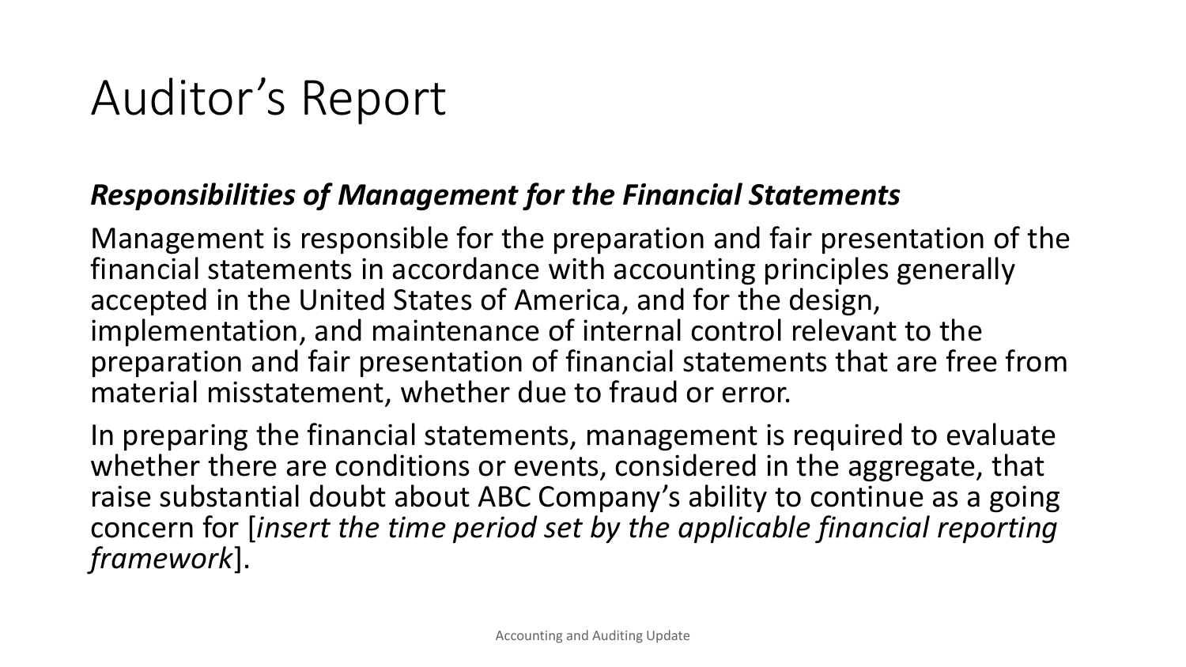# Auditor's Report

***Responsibilities of Management for the Financial Statements***

Management is responsible for the preparation and fair presentation of the financial statements in accordance with accounting principles generally accepted in the United States of America, and for the design, implementation, and maintenance of internal control relevant to the preparation and fair presentation of financial statements that are free from material misstatement, whether due to fraud or error.

In preparing the financial statements, management is required to evaluate whether there are conditions or events, considered in the aggregate, that raise substantial doubt about ABC Company's ability to continue as a going concern for [*insert the time period set by the applicable financial reporting framework*].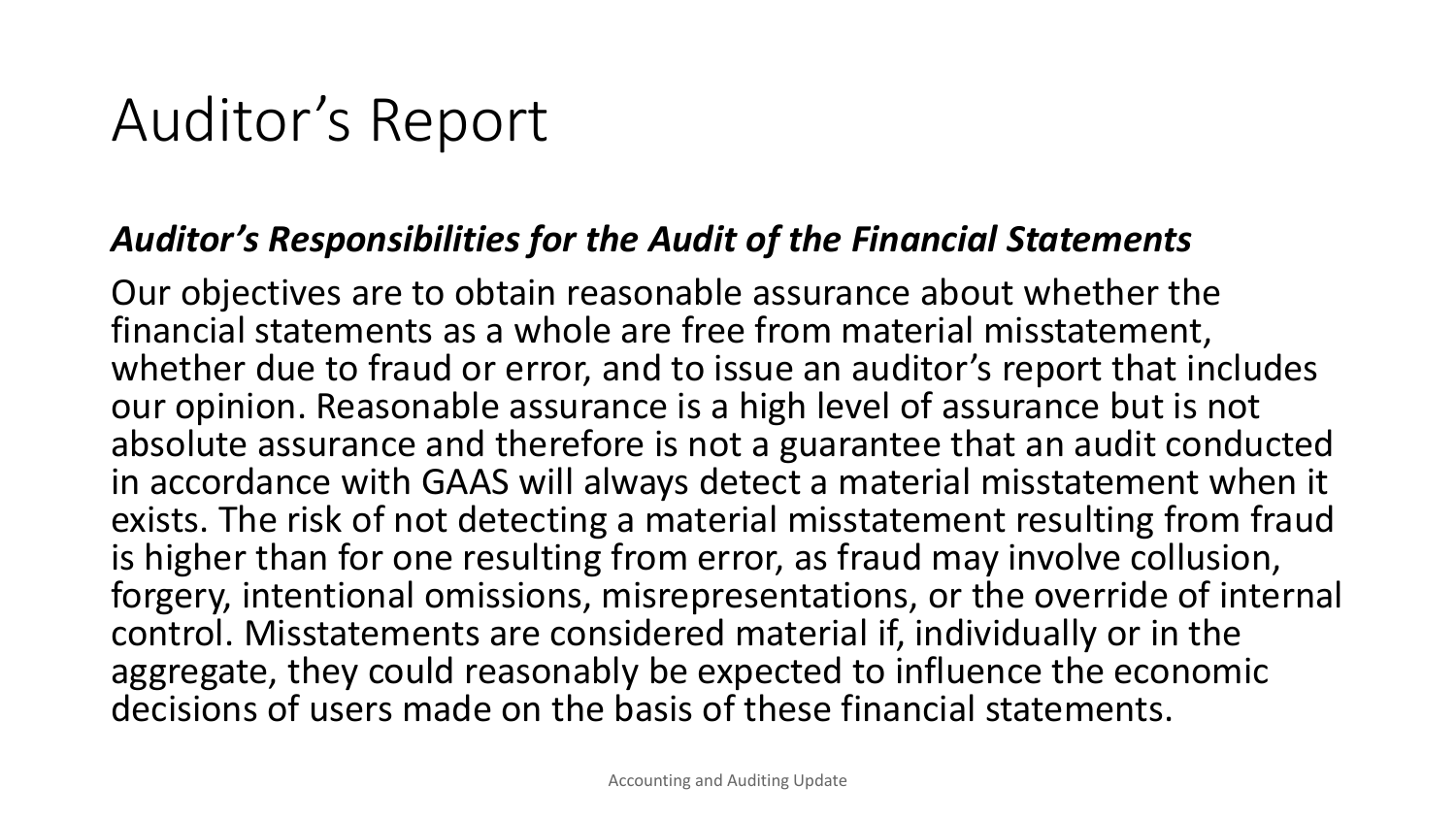# Auditor’s Report

***Auditor’s Responsibilities for the Audit of the Financial Statements***

Our objectives are to obtain reasonable assurance about whether the financial statements as a whole are free from material misstatement, whether due to fraud or error, and to issue an auditor’s report that includes our opinion. Reasonable assurance is a high level of assurance but is not absolute assurance and therefore is not a guarantee that an audit conducted in accordance with GAAS will always detect a material misstatement when it exists. The risk of not detecting a material misstatement resulting from fraud is higher than for one resulting from error, as fraud may involve collusion, forgery, intentional omissions, misrepresentations, or the override of internal control. Misstatements are considered material if, individually or in the aggregate, they could reasonably be expected to influence the economic decisions of users made on the basis of these financial statements.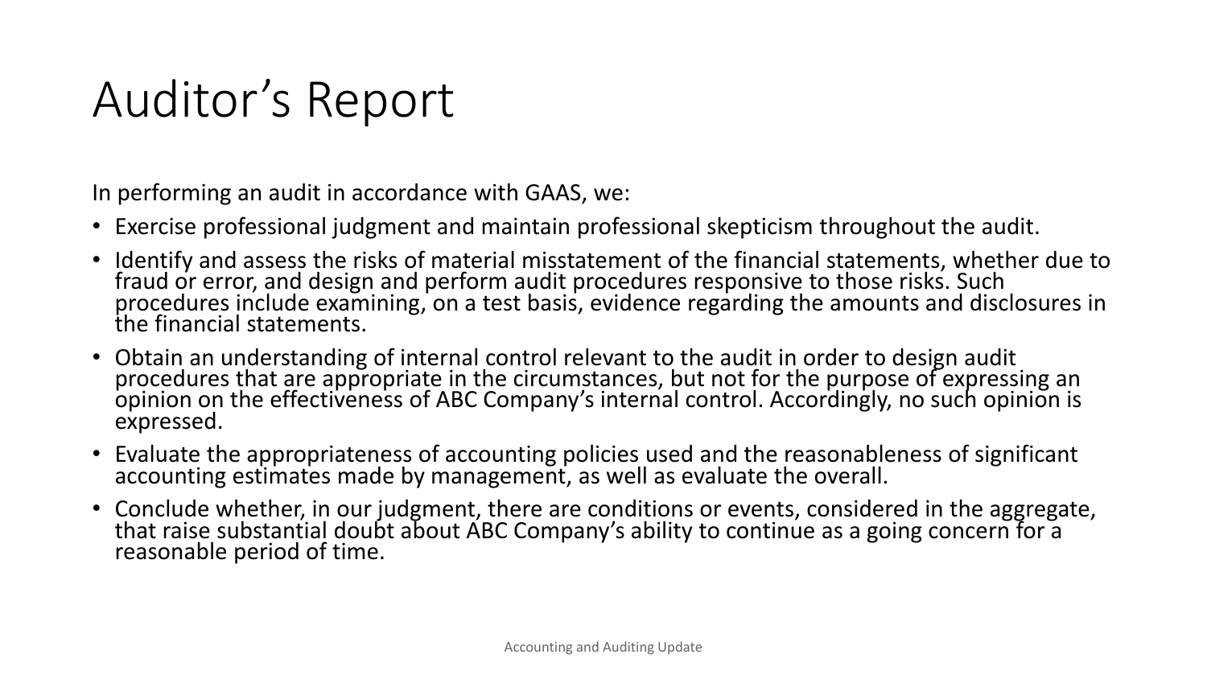# Auditor's Report

In performing an audit in accordance with GAAS, we:

- Exercise professional judgment and maintain professional skepticism throughout the audit.
- Identify and assess the risks of material misstatement of the financial statements, whether due to fraud or error, and design and perform audit procedures responsive to those risks. Such procedures include examining, on a test basis, evidence regarding the amounts and disclosures in the financial statements.
- Obtain an understanding of internal control relevant to the audit in order to design audit procedures that are appropriate in the circumstances, but not for the purpose of expressing an opinion on the effectiveness of ABC Company's internal control. Accordingly, no such opinion is expressed.
- Evaluate the appropriateness of accounting policies used and the reasonableness of significant accounting estimates made by management, as well as evaluate the overall.
- Conclude whether, in our judgment, there are conditions or events, considered in the aggregate, that raise substantial doubt about ABC Company's ability to continue as a going concern for a reasonable period of time.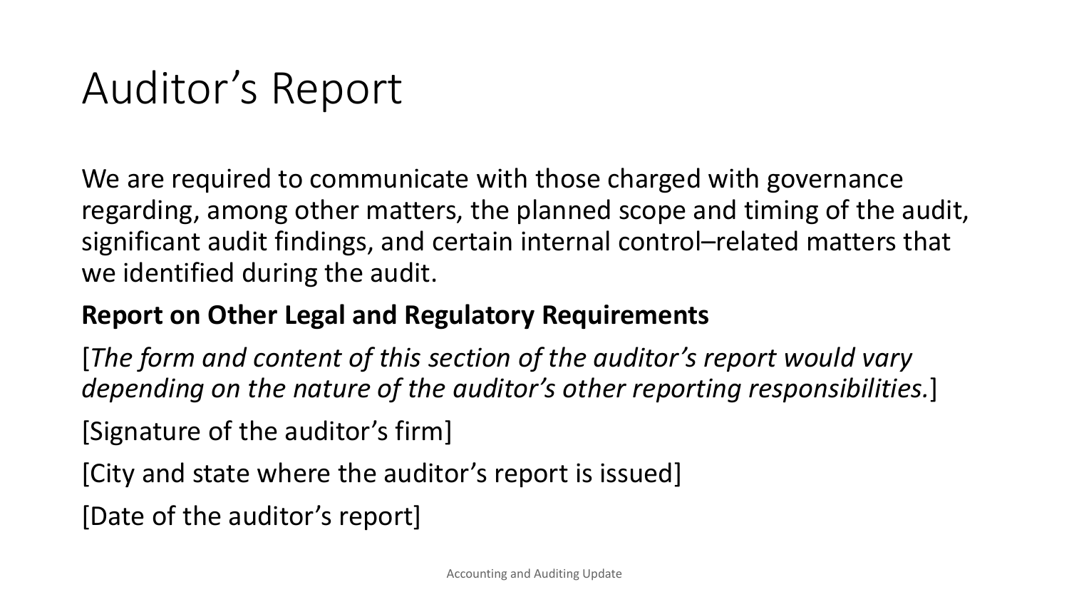# Auditor's Report

We are required to communicate with those charged with governance regarding, among other matters, the planned scope and timing of the audit, significant audit findings, and certain internal control–related matters that we identified during the audit.

**Report on Other Legal and Regulatory Requirements**

[*The form and content of this section of the auditor's report would vary depending on the nature of the auditor's other reporting responsibilities.*]

[Signature of the auditor's firm]

[City and state where the auditor's report is issued]

[Date of the auditor's report]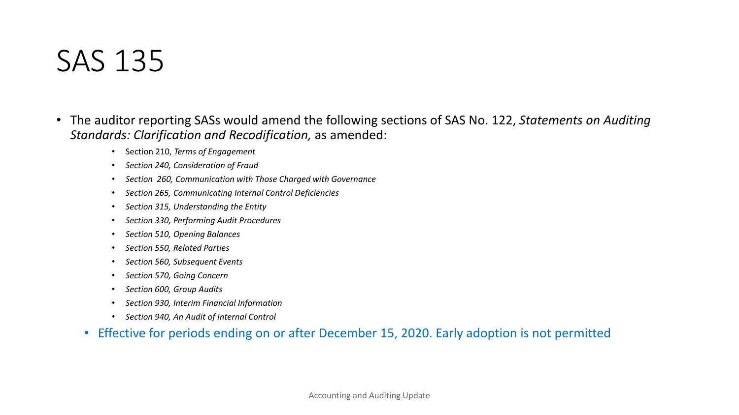# SAS 135

- The auditor reporting SASs would amend the following sections of SAS No. 122, *Statements on Auditing Standards: Clarification and Recodification,* as amended:
  - Section 210, *Terms of Engagement*
  - *Section 240, Consideration of Fraud*
  - *Section 260, Communication with Those Charged with Governance*
  - *Section 265, Communicating Internal Control Deficiencies*
  - *Section 315, Understanding the Entity*
  - *Section 330, Performing Audit Procedures*
  - *Section 510, Opening Balances*
  - *Section 550, Related Parties*
  - *Section 560, Subsequent Events*
  - *Section 570, Going Concern*
  - *Section 600, Group Audits*
  - *Section 930, Interim Financial Information*
  - *Section 940, An Audit of Internal Control*
  - Effective for periods ending on or after December 15, 2020. Early adoption is not permitted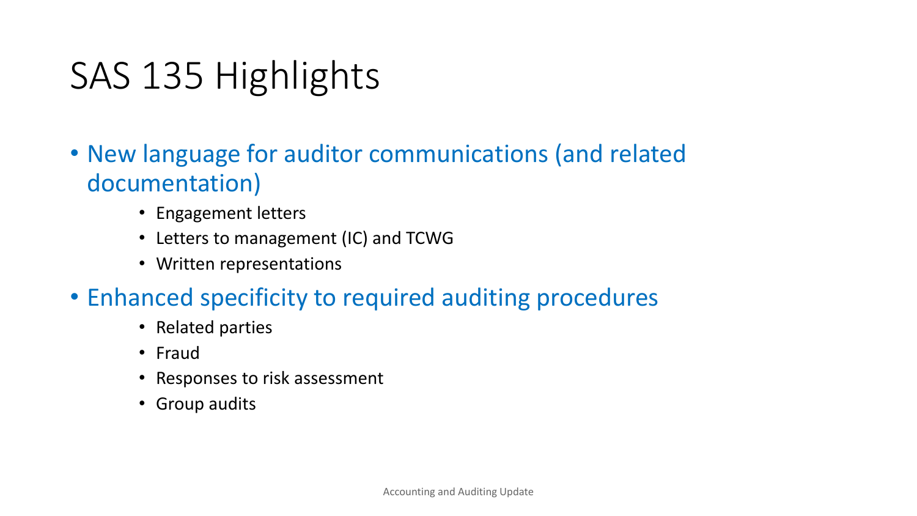# SAS 135 Highlights

- New language for auditor communications (and related documentation)
  - Engagement letters
  - Letters to management (IC) and TCWG
  - Written representations
- Enhanced specificity to required auditing procedures
  - Related parties
  - Fraud
  - Responses to risk assessment
  - Group audits